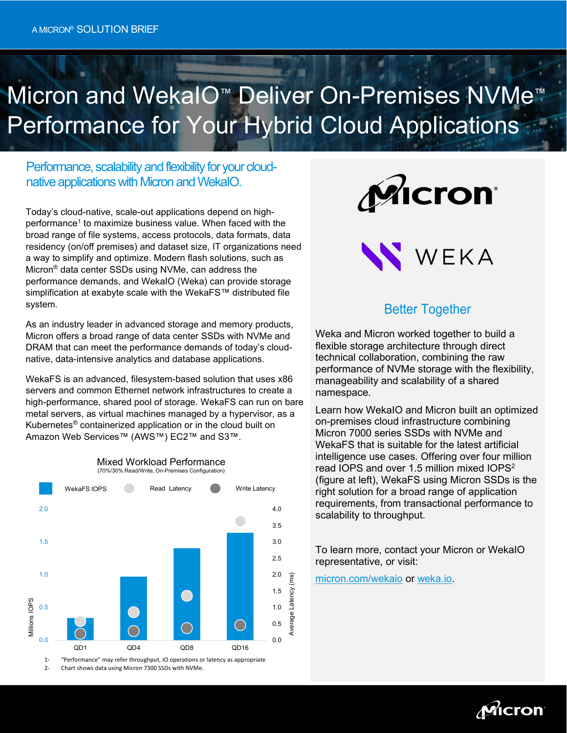A MICRON® SOLUTION BRIEF

# Micron and WekaIO™ Deliver On-Premises NVMe™ Performance for Your Hybrid Cloud Applications

## Performance, scalability and flexibility for your cloud-native applications with Micron and WekaIO.

Today's cloud-native, scale-out applications depend on high-performance[1] to maximize business value. When faced with the broad range of file systems, access protocols, data formats, data residency (on/off premises) and dataset size, IT organizations need a way to simplify and optimize. Modern flash solutions, such as Micron® data center SSDs using NVMe, can address the performance demands, and WekaIO (Weka) can provide storage simplification at exabyte scale with the WekaFS™ distributed file system.

As an industry leader in advanced storage and memory products, Micron offers a broad range of data center SSDs with NVMe and DRAM that can meet the performance demands of today's cloud-native, data-intensive analytics and database applications.

WekaFS is an advanced, filesystem-based solution that uses x86 servers and common Ethernet network infrastructures to create a high-performance, shared pool of storage. WekaFS can run on bare metal servers, as virtual machines managed by a hypervisor, as a Kubernetes® containerized application or in the cloud built on Amazon Web Services™ (AWS™) EC2™ and S3™.

**Mixed Workload Performance**
(70%/30% Read/Write, On-Premises Configuration)

Legend: WekaFS IOPS, Read Latency, Write Latency

Left axis: Millions IOPS (0.0–2.0); Right axis: Average Latency (ms) (0.0–4.0); X-axis: QD1, QD4, QD8, QD16

1- "Performance" may refer throughput, IO operations or latency as appropriate
2- Chart shows data using Micron 7300 SSDs with NVMe.

## Better Together

Weka and Micron worked together to build a flexible storage architecture through direct technical collaboration, combining the raw performance of NVMe storage with the flexibility, manageability and scalability of a shared namespace.

Learn how WekaIO and Micron built an optimized on-premises cloud infrastructure combining Micron 7000 series SSDs with NVMe and WekaFS that is suitable for the latest artificial intelligence use cases. Offering over four million read IOPS and over 1.5 million mixed IOPS[2] (figure at left), WekaFS using Micron SSDs is the right solution for a broad range of application requirements, from transactional performance to scalability to throughput.

To learn more, contact your Micron or WekaIO representative, or visit:

micron.com/wekaio or weka.io.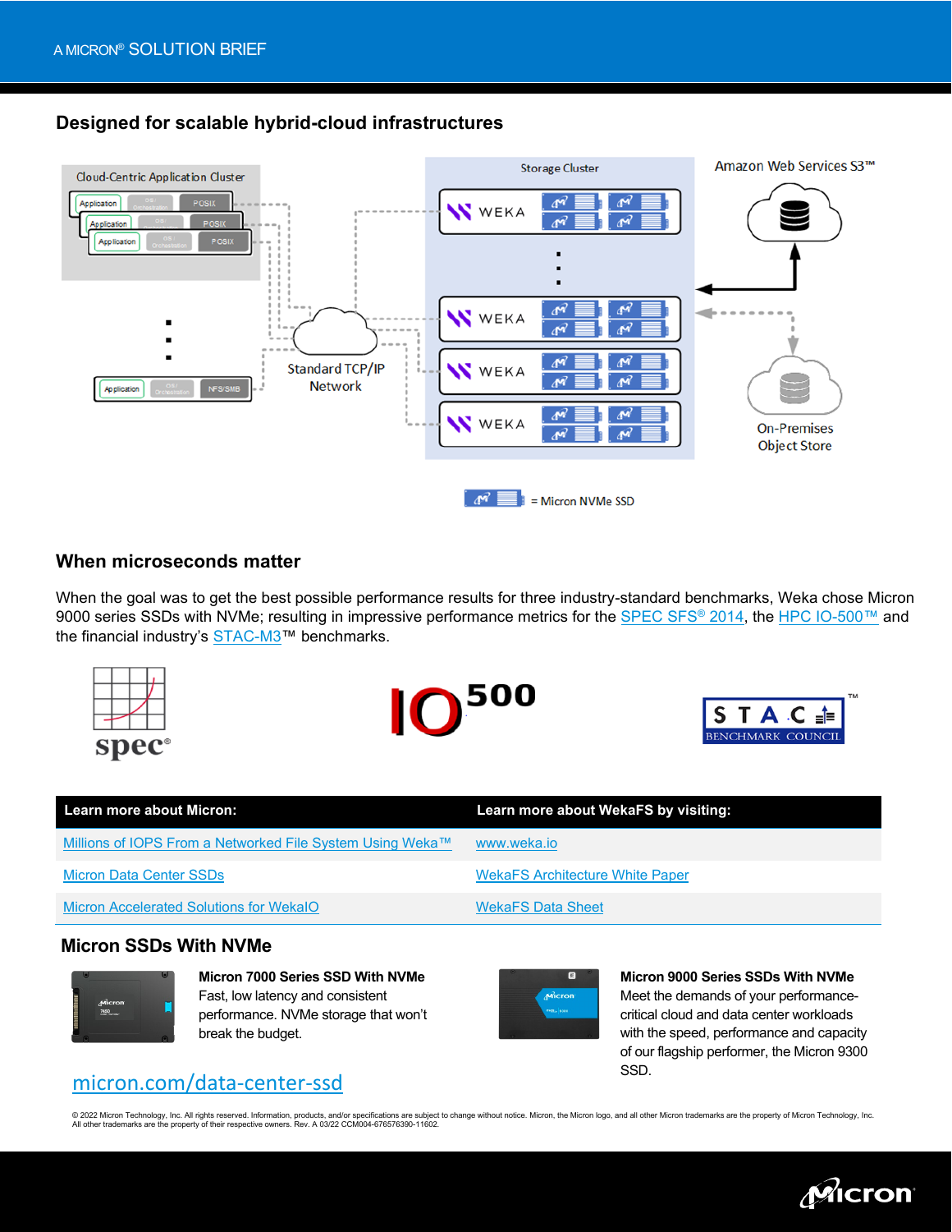## Designed for scalable hybrid-cloud infrastructures

Cloud-Centric Application Cluster

Application | OS/Orchestration | POSIX

Application | OS/Orchestration | NFS/SMB

Standard TCP/IP Network

Storage Cluster

WEKA

Amazon Web Services S3™

On-Premises Object Store

= Micron NVMe SSD

## When microseconds matter

When the goal was to get the best possible performance results for three industry-standard benchmarks, Weka chose Micron 9000 series SSDs with NVMe; resulting in impressive performance metrics for the SPEC SFS® 2014, the HPC IO-500™ and the financial industry's STAC-M3™ benchmarks.

| Learn more about Micron: | Learn more about WekaFS by visiting: |
|---|---|
| Millions of IOPS From a Networked File System Using Weka™ | www.weka.io |
| Micron Data Center SSDs | WekaFS Architecture White Paper |
| Micron Accelerated Solutions for WekaIO | WekaFS Data Sheet |

## Micron SSDs With NVMe

**Micron 7000 Series SSD With NVMe**
Fast, low latency and consistent performance. NVMe storage that won't break the budget.

**Micron 9000 Series SSDs With NVMe**
Meet the demands of your performance-critical cloud and data center workloads with the speed, performance and capacity of our flagship performer, the Micron 9300 SSD.

micron.com/data-center-ssd

© 2022 Micron Technology, Inc. All rights reserved. Information, products, and/or specifications are subject to change without notice. Micron, the Micron logo, and all other Micron trademarks are the property of Micron Technology, Inc. All other trademarks are the property of their respective owners. Rev. A 03/22 CCM004-676576390-11602.